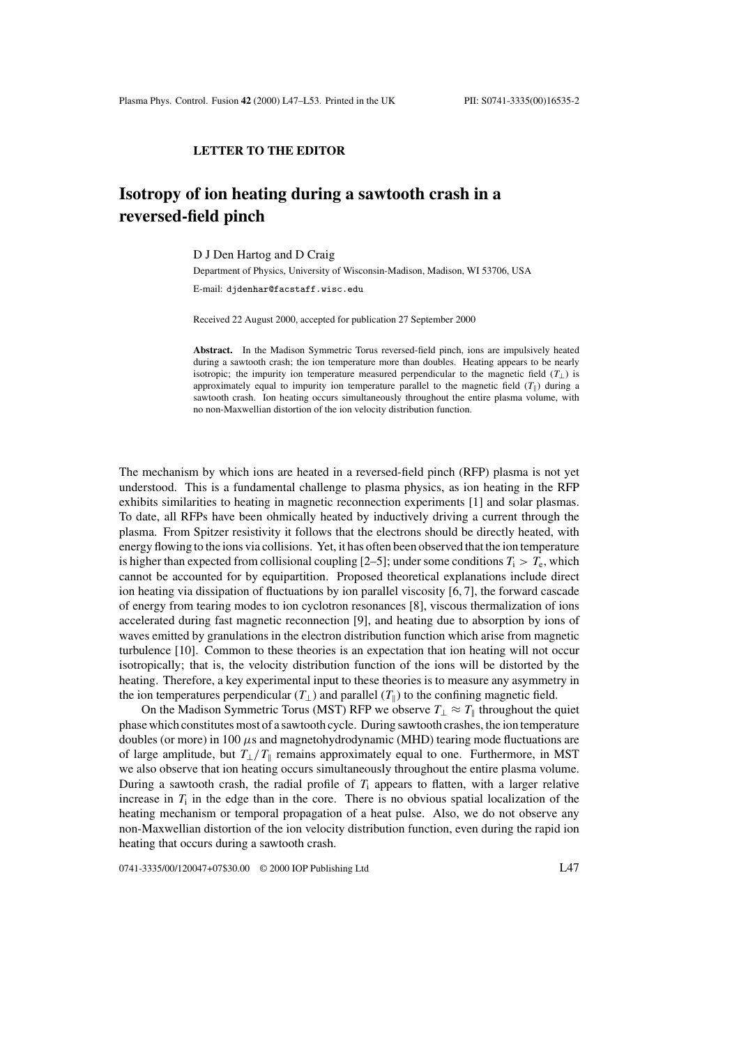**LETTER TO THE EDITOR**

# Isotropy of ion heating during a sawtooth crash in a reversed-field pinch

D J Den Hartog and D Craig

Department of Physics, University of Wisconsin-Madison, Madison, WI 53706, USA

E-mail: djdenhar@facstaff.wisc.edu

Received 22 August 2000, accepted for publication 27 September 2000

**Abstract.** In the Madison Symmetric Torus reversed-field pinch, ions are impulsively heated during a sawtooth crash; the ion temperature more than doubles. Heating appears to be nearly isotropic; the impurity ion temperature measured perpendicular to the magnetic field ($T_{\perp}$) is approximately equal to impurity ion temperature parallel to the magnetic field ($T_{\parallel}$) during a sawtooth crash. Ion heating occurs simultaneously throughout the entire plasma volume, with no non-Maxwellian distortion of the ion velocity distribution function.

The mechanism by which ions are heated in a reversed-field pinch (RFP) plasma is not yet understood. This is a fundamental challenge to plasma physics, as ion heating in the RFP exhibits similarities to heating in magnetic reconnection experiments [1] and solar plasmas. To date, all RFPs have been ohmically heated by inductively driving a current through the plasma. From Spitzer resistivity it follows that the electrons should be directly heated, with energy flowing to the ions via collisions. Yet, it has often been observed that the ion temperature is higher than expected from collisional coupling [2–5]; under some conditions $T_{\mathrm{i}} > T_{\mathrm{e}}$, which cannot be accounted for by equipartition. Proposed theoretical explanations include direct ion heating via dissipation of fluctuations by ion parallel viscosity [6, 7], the forward cascade of energy from tearing modes to ion cyclotron resonances [8], viscous thermalization of ions accelerated during fast magnetic reconnection [9], and heating due to absorption by ions of waves emitted by granulations in the electron distribution function which arise from magnetic turbulence [10]. Common to these theories is an expectation that ion heating will not occur isotropically; that is, the velocity distribution function of the ions will be distorted by the heating. Therefore, a key experimental input to these theories is to measure any asymmetry in the ion temperatures perpendicular ($T_{\perp}$) and parallel ($T_{\parallel}$) to the confining magnetic field.

On the Madison Symmetric Torus (MST) RFP we observe $T_{\perp} \approx T_{\parallel}$ throughout the quiet phase which constitutes most of a sawtooth cycle. During sawtooth crashes, the ion temperature doubles (or more) in 100 $\mu$s and magnetohydrodynamic (MHD) tearing mode fluctuations are of large amplitude, but $T_{\perp}/T_{\parallel}$ remains approximately equal to one. Furthermore, in MST we also observe that ion heating occurs simultaneously throughout the entire plasma volume. During a sawtooth crash, the radial profile of $T_{\mathrm{i}}$ appears to flatten, with a larger relative increase in $T_{\mathrm{i}}$ in the edge than in the core. There is no obvious spatial localization of the heating mechanism or temporal propagation of a heat pulse. Also, we do not observe any non-Maxwellian distortion of the ion velocity distribution function, even during the rapid ion heating that occurs during a sawtooth crash.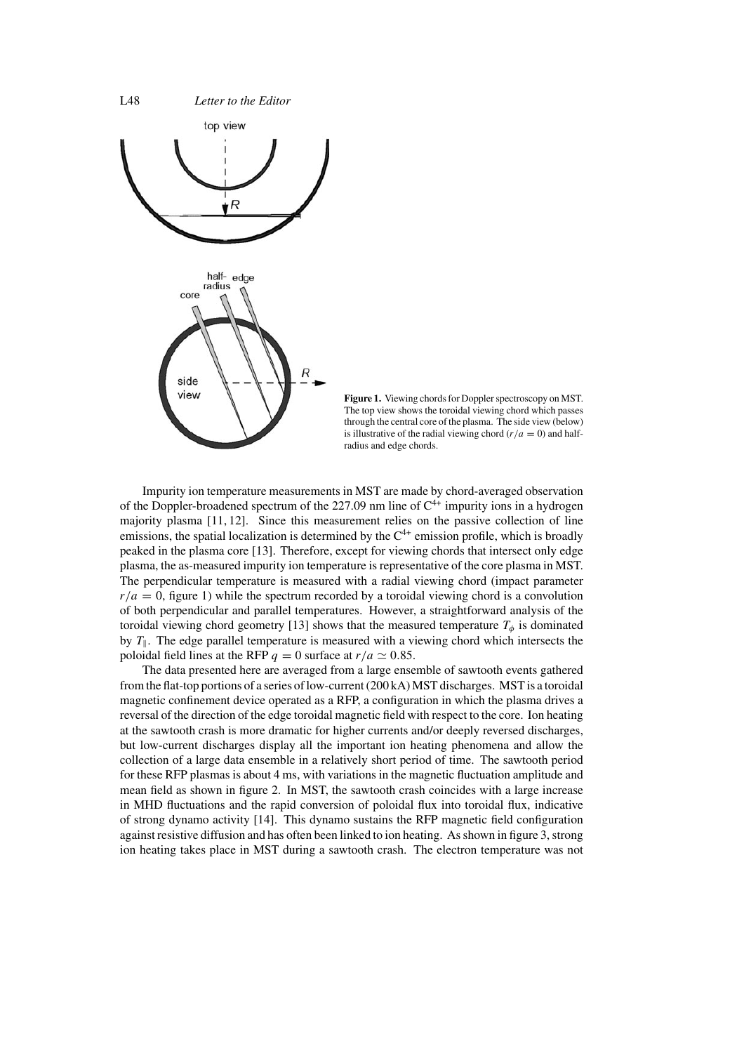**Figure 1.** Viewing chords for Doppler spectroscopy on MST. The top view shows the toroidal viewing chord which passes through the central core of the plasma. The side view (below) is illustrative of the radial viewing chord ($r/a = 0$) and half-radius and edge chords.

Impurity ion temperature measurements in MST are made by chord-averaged observation of the Doppler-broadened spectrum of the 227.09 nm line of $C^{4+}$ impurity ions in a hydrogen majority plasma [11, 12]. Since this measurement relies on the passive collection of line emissions, the spatial localization is determined by the $C^{4+}$ emission profile, which is broadly peaked in the plasma core [13]. Therefore, except for viewing chords that intersect only edge plasma, the as-measured impurity ion temperature is representative of the core plasma in MST. The perpendicular temperature is measured with a radial viewing chord (impact parameter $r/a = 0$, figure 1) while the spectrum recorded by a toroidal viewing chord is a convolution of both perpendicular and parallel temperatures. However, a straightforward analysis of the toroidal viewing chord geometry [13] shows that the measured temperature $T_\phi$ is dominated by $T_\parallel$. The edge parallel temperature is measured with a viewing chord which intersects the poloidal field lines at the RFP $q = 0$ surface at $r/a \simeq 0.85$.

The data presented here are averaged from a large ensemble of sawtooth events gathered from the flat-top portions of a series of low-current (200 kA) MST discharges. MST is a toroidal magnetic confinement device operated as a RFP, a configuration in which the plasma drives a reversal of the direction of the edge toroidal magnetic field with respect to the core. Ion heating at the sawtooth crash is more dramatic for higher currents and/or deeply reversed discharges, but low-current discharges display all the important ion heating phenomena and allow the collection of a large data ensemble in a relatively short period of time. The sawtooth period for these RFP plasmas is about 4 ms, with variations in the magnetic fluctuation amplitude and mean field as shown in figure 2. In MST, the sawtooth crash coincides with a large increase in MHD fluctuations and the rapid conversion of poloidal flux into toroidal flux, indicative of strong dynamo activity [14]. This dynamo sustains the RFP magnetic field configuration against resistive diffusion and has often been linked to ion heating. As shown in figure 3, strong ion heating takes place in MST during a sawtooth crash. The electron temperature was not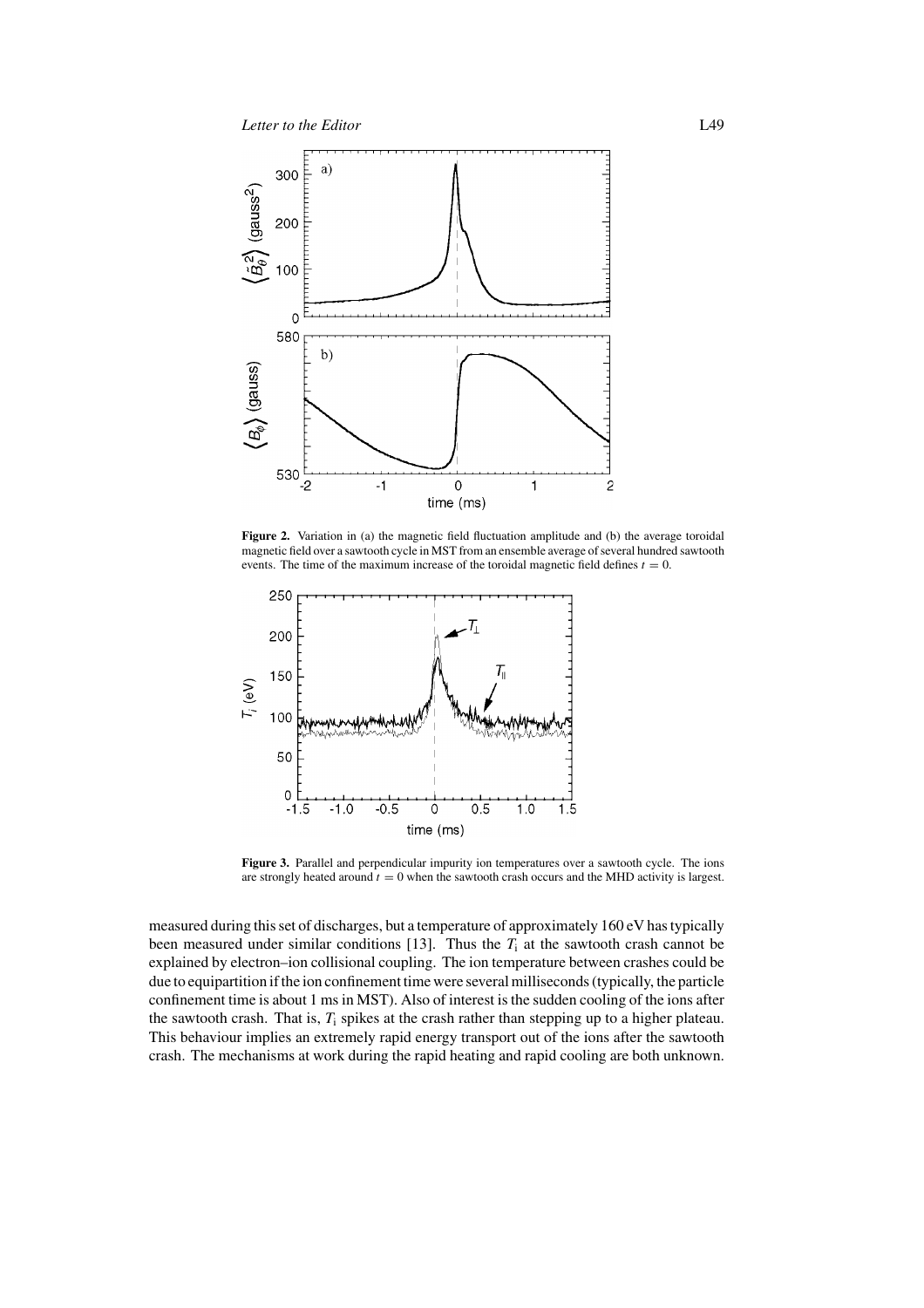**Figure 2.** Variation in (a) the magnetic field fluctuation amplitude and (b) the average toroidal magnetic field over a sawtooth cycle in MST from an ensemble average of several hundred sawtooth events. The time of the maximum increase of the toroidal magnetic field defines $t = 0$.

**Figure 3.** Parallel and perpendicular impurity ion temperatures over a sawtooth cycle. The ions are strongly heated around $t = 0$ when the sawtooth crash occurs and the MHD activity is largest.

measured during this set of discharges, but a temperature of approximately 160 eV has typically been measured under similar conditions [13]. Thus the $T_i$ at the sawtooth crash cannot be explained by electron–ion collisional coupling. The ion temperature between crashes could be due to equipartition if the ion confinement time were several milliseconds (typically, the particle confinement time is about 1 ms in MST). Also of interest is the sudden cooling of the ions after the sawtooth crash. That is, $T_i$ spikes at the crash rather than stepping up to a higher plateau. This behaviour implies an extremely rapid energy transport out of the ions after the sawtooth crash. The mechanisms at work during the rapid heating and rapid cooling are both unknown.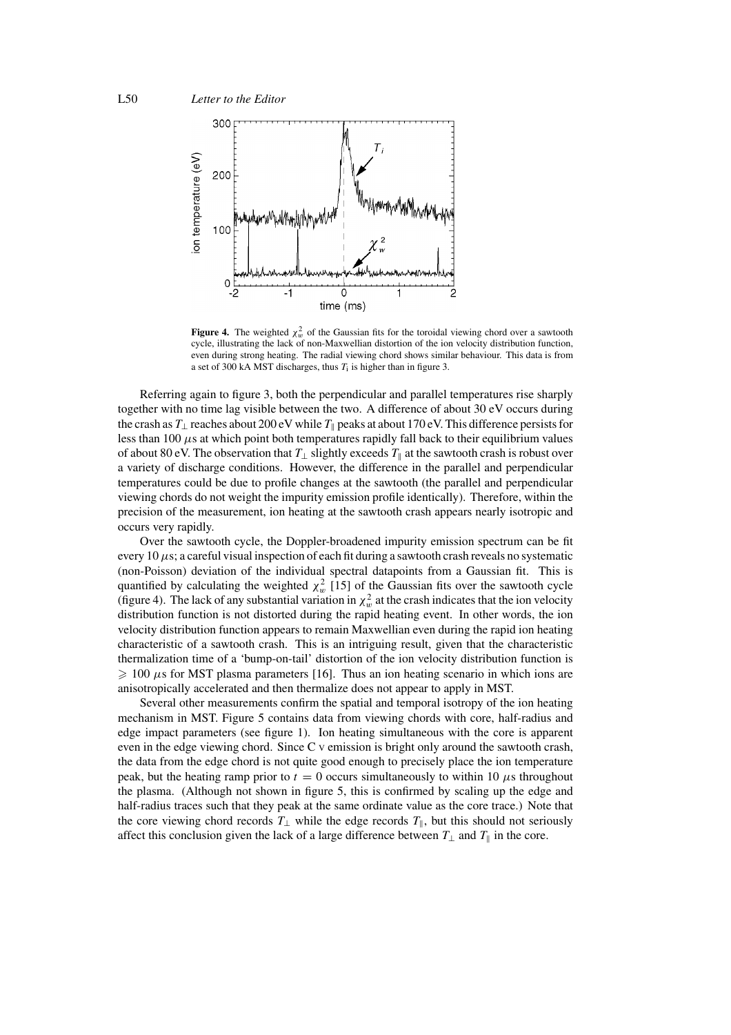**Figure 4.** The weighted $\chi_w^2$ of the Gaussian fits for the toroidal viewing chord over a sawtooth cycle, illustrating the lack of non-Maxwellian distortion of the ion velocity distribution function, even during strong heating. The radial viewing chord shows similar behaviour. This data is from a set of 300 kA MST discharges, thus $T_i$ is higher than in figure 3.

Referring again to figure 3, both the perpendicular and parallel temperatures rise sharply together with no time lag visible between the two. A difference of about 30 eV occurs during the crash as $T_\perp$ reaches about 200 eV while $T_\parallel$ peaks at about 170 eV. This difference persists for less than 100 $\mu$s at which point both temperatures rapidly fall back to their equilibrium values of about 80 eV. The observation that $T_\perp$ slightly exceeds $T_\parallel$ at the sawtooth crash is robust over a variety of discharge conditions. However, the difference in the parallel and perpendicular temperatures could be due to profile changes at the sawtooth (the parallel and perpendicular viewing chords do not weight the impurity emission profile identically). Therefore, within the precision of the measurement, ion heating at the sawtooth crash appears nearly isotropic and occurs very rapidly.

Over the sawtooth cycle, the Doppler-broadened impurity emission spectrum can be fit every 10 $\mu$s; a careful visual inspection of each fit during a sawtooth crash reveals no systematic (non-Poisson) deviation of the individual spectral datapoints from a Gaussian fit. This is quantified by calculating the weighted $\chi_w^2$ [15] of the Gaussian fits over the sawtooth cycle (figure 4). The lack of any substantial variation in $\chi_w^2$ at the crash indicates that the ion velocity distribution function is not distorted during the rapid heating event. In other words, the ion velocity distribution function appears to remain Maxwellian even during the rapid ion heating characteristic of a sawtooth crash. This is an intriguing result, given that the characteristic thermalization time of a 'bump-on-tail' distortion of the ion velocity distribution function is $\geqslant 100$ $\mu$s for MST plasma parameters [16]. Thus an ion heating scenario in which ions are anisotropically accelerated and then thermalize does not appear to apply in MST.

Several other measurements confirm the spatial and temporal isotropy of the ion heating mechanism in MST. Figure 5 contains data from viewing chords with core, half-radius and edge impact parameters (see figure 1). Ion heating simultaneous with the core is apparent even in the edge viewing chord. Since C V emission is bright only around the sawtooth crash, the data from the edge chord is not quite good enough to precisely place the ion temperature peak, but the heating ramp prior to $t = 0$ occurs simultaneously to within 10 $\mu$s throughout the plasma. (Although not shown in figure 5, this is confirmed by scaling up the edge and half-radius traces such that they peak at the same ordinate value as the core trace.) Note that the core viewing chord records $T_\perp$ while the edge records $T_\parallel$, but this should not seriously affect this conclusion given the lack of a large difference between $T_\perp$ and $T_\parallel$ in the core.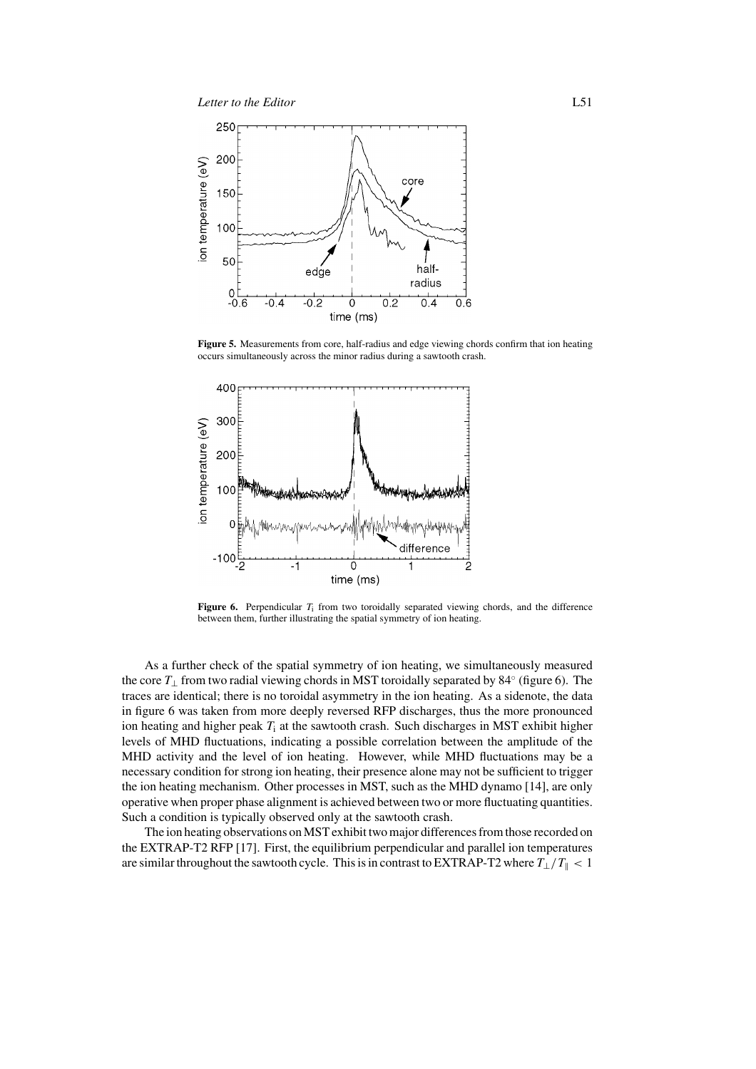**Figure 5.** Measurements from core, half-radius and edge viewing chords confirm that ion heating occurs simultaneously across the minor radius during a sawtooth crash.

**Figure 6.** Perpendicular $T_i$ from two toroidally separated viewing chords, and the difference between them, further illustrating the spatial symmetry of ion heating.

As a further check of the spatial symmetry of ion heating, we simultaneously measured the core $T_\perp$ from two radial viewing chords in MST toroidally separated by 84° (figure 6). The traces are identical; there is no toroidal asymmetry in the ion heating. As a sidenote, the data in figure 6 was taken from more deeply reversed RFP discharges, thus the more pronounced ion heating and higher peak $T_i$ at the sawtooth crash. Such discharges in MST exhibit higher levels of MHD fluctuations, indicating a possible correlation between the amplitude of the MHD activity and the level of ion heating. However, while MHD fluctuations may be a necessary condition for strong ion heating, their presence alone may not be sufficient to trigger the ion heating mechanism. Other processes in MST, such as the MHD dynamo [14], are only operative when proper phase alignment is achieved between two or more fluctuating quantities. Such a condition is typically observed only at the sawtooth crash.

The ion heating observations on MST exhibit two major differences from those recorded on the EXTRAP-T2 RFP [17]. First, the equilibrium perpendicular and parallel ion temperatures are similar throughout the sawtooth cycle. This is in contrast to EXTRAP-T2 where $T_\perp/T_\parallel < 1$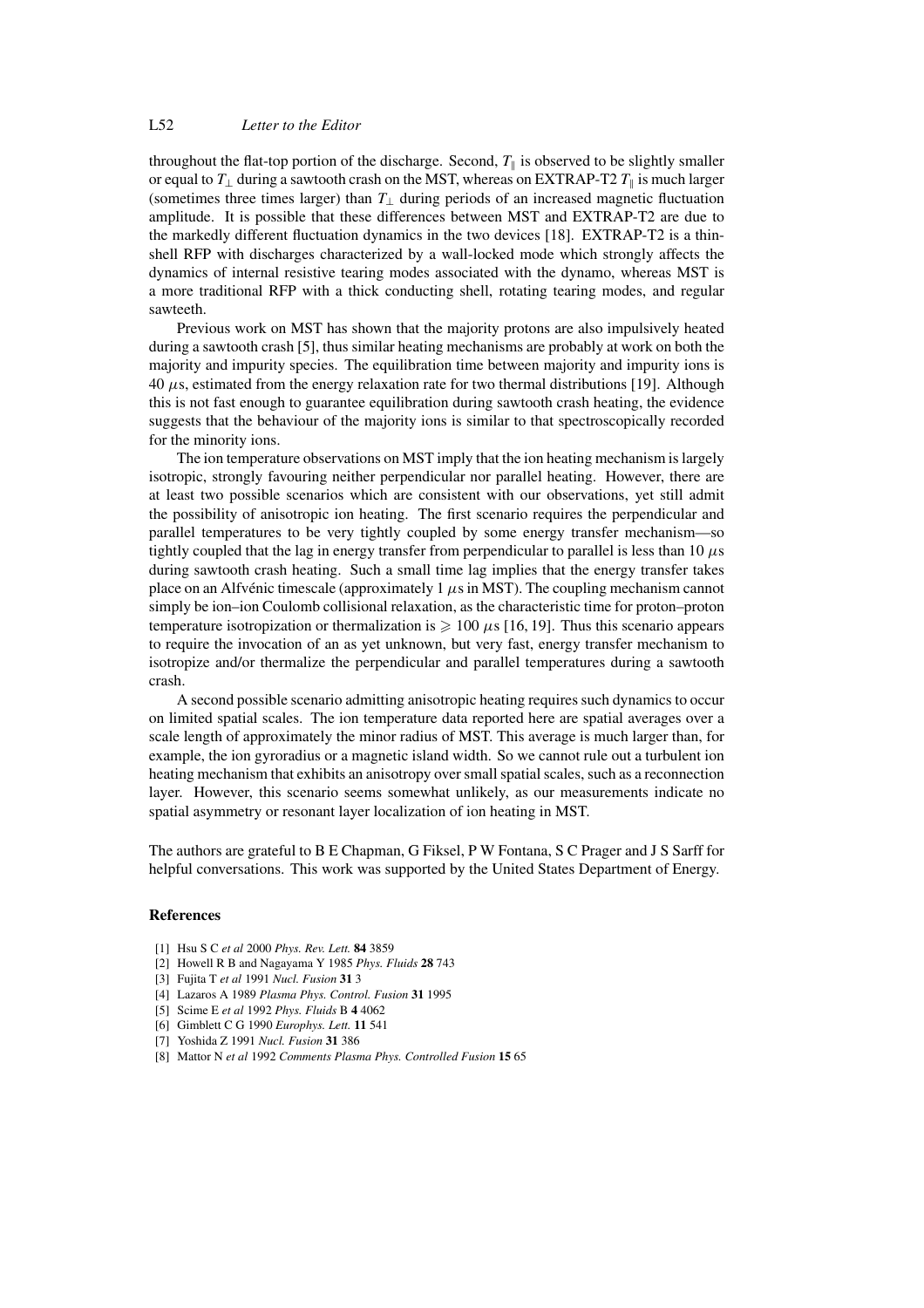throughout the flat-top portion of the discharge. Second, $T_\parallel$ is observed to be slightly smaller or equal to $T_\perp$ during a sawtooth crash on the MST, whereas on EXTRAP-T2 $T_\parallel$ is much larger (sometimes three times larger) than $T_\perp$ during periods of an increased magnetic fluctuation amplitude. It is possible that these differences between MST and EXTRAP-T2 are due to the markedly different fluctuation dynamics in the two devices [18]. EXTRAP-T2 is a thin-shell RFP with discharges characterized by a wall-locked mode which strongly affects the dynamics of internal resistive tearing modes associated with the dynamo, whereas MST is a more traditional RFP with a thick conducting shell, rotating tearing modes, and regular sawteeth.

Previous work on MST has shown that the majority protons are also impulsively heated during a sawtooth crash [5], thus similar heating mechanisms are probably at work on both the majority and impurity species. The equilibration time between majority and impurity ions is 40 $\mu$s, estimated from the energy relaxation rate for two thermal distributions [19]. Although this is not fast enough to guarantee equilibration during sawtooth crash heating, the evidence suggests that the behaviour of the majority ions is similar to that spectroscopically recorded for the minority ions.

The ion temperature observations on MST imply that the ion heating mechanism is largely isotropic, strongly favouring neither perpendicular nor parallel heating. However, there are at least two possible scenarios which are consistent with our observations, yet still admit the possibility of anisotropic ion heating. The first scenario requires the perpendicular and parallel temperatures to be very tightly coupled by some energy transfer mechanism—so tightly coupled that the lag in energy transfer from perpendicular to parallel is less than 10 $\mu$s during sawtooth crash heating. Such a small time lag implies that the energy transfer takes place on an Alfvénic timescale (approximately 1 $\mu$s in MST). The coupling mechanism cannot simply be ion–ion Coulomb collisional relaxation, as the characteristic time for proton–proton temperature isotropization or thermalization is $\geqslant 100$ $\mu$s [16, 19]. Thus this scenario appears to require the invocation of an as yet unknown, but very fast, energy transfer mechanism to isotropize and/or thermalize the perpendicular and parallel temperatures during a sawtooth crash.

A second possible scenario admitting anisotropic heating requires such dynamics to occur on limited spatial scales. The ion temperature data reported here are spatial averages over a scale length of approximately the minor radius of MST. This average is much larger than, for example, the ion gyroradius or a magnetic island width. So we cannot rule out a turbulent ion heating mechanism that exhibits an anisotropy over small spatial scales, such as a reconnection layer. However, this scenario seems somewhat unlikely, as our measurements indicate no spatial asymmetry or resonant layer localization of ion heating in MST.

The authors are grateful to B E Chapman, G Fiksel, P W Fontana, S C Prager and J S Sarff for helpful conversations. This work was supported by the United States Department of Energy.

## References

[1] Hsu S C *et al* 2000 *Phys. Rev. Lett.* **84** 3859
[2] Howell R B and Nagayama Y 1985 *Phys. Fluids* **28** 743
[3] Fujita T *et al* 1991 *Nucl. Fusion* **31** 3
[4] Lazaros A 1989 *Plasma Phys. Control. Fusion* **31** 1995
[5] Scime E *et al* 1992 *Phys. Fluids* B **4** 4062
[6] Gimblett C G 1990 *Europhys. Lett.* **11** 541
[7] Yoshida Z 1991 *Nucl. Fusion* **31** 386
[8] Mattor N *et al* 1992 *Comments Plasma Phys. Controlled Fusion* **15** 65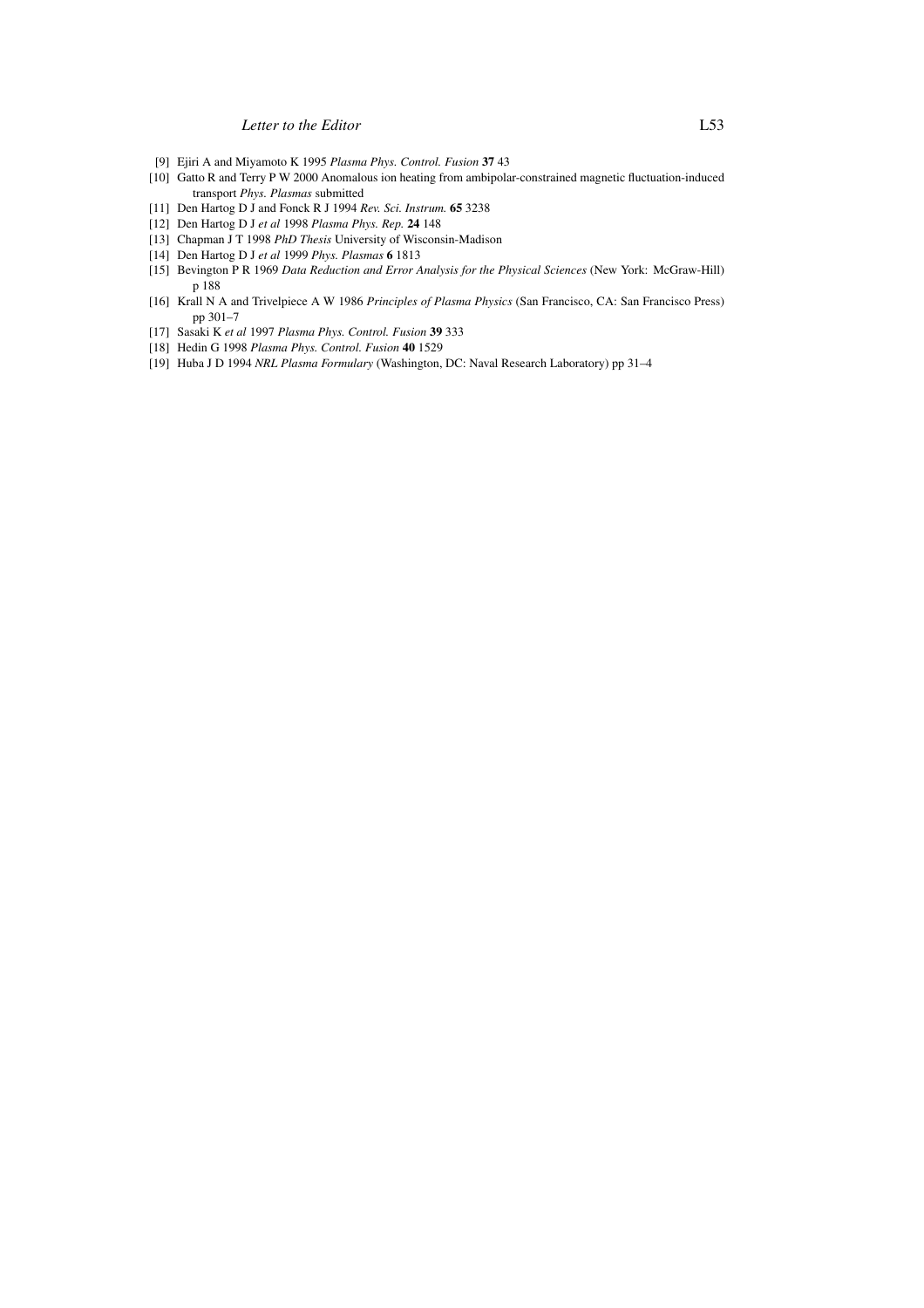[9] Ejiri A and Miyamoto K 1995 *Plasma Phys. Control. Fusion* **37** 43

[10] Gatto R and Terry P W 2000 Anomalous ion heating from ambipolar-constrained magnetic fluctuation-induced transport *Phys. Plasmas* submitted

[11] Den Hartog D J and Fonck R J 1994 *Rev. Sci. Instrum.* **65** 3238

[12] Den Hartog D J *et al* 1998 *Plasma Phys. Rep.* **24** 148

[13] Chapman J T 1998 *PhD Thesis* University of Wisconsin-Madison

[14] Den Hartog D J *et al* 1999 *Phys. Plasmas* **6** 1813

[15] Bevington P R 1969 *Data Reduction and Error Analysis for the Physical Sciences* (New York: McGraw-Hill) p 188

[16] Krall N A and Trivelpiece A W 1986 *Principles of Plasma Physics* (San Francisco, CA: San Francisco Press) pp 301–7

[17] Sasaki K *et al* 1997 *Plasma Phys. Control. Fusion* **39** 333

[18] Hedin G 1998 *Plasma Phys. Control. Fusion* **40** 1529

[19] Huba J D 1994 *NRL Plasma Formulary* (Washington, DC: Naval Research Laboratory) pp 31–4